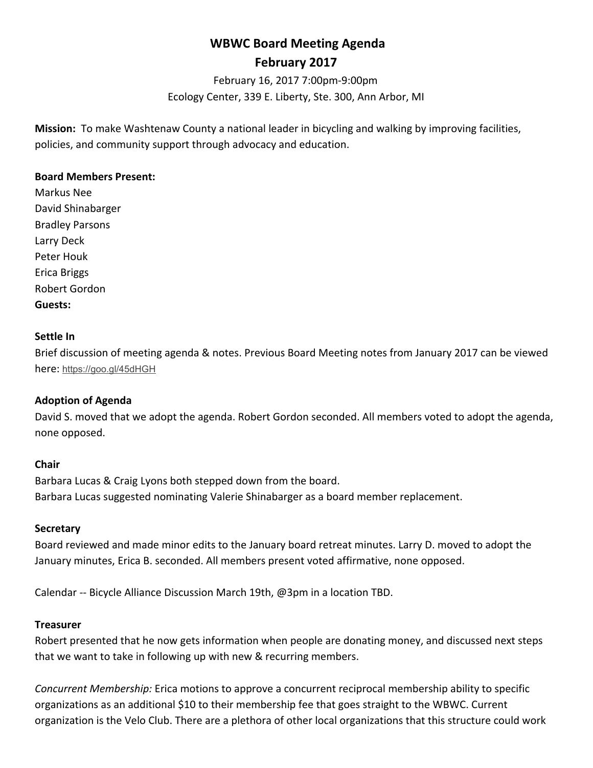# WBWC Board Meeting Agenda
## February 2017

February 16, 2017 7:00pm-9:00pm
Ecology Center, 339 E. Liberty, Ste. 300, Ann Arbor, MI

**Mission:** To make Washtenaw County a national leader in bicycling and walking by improving facilities, policies, and community support through advocacy and education.

**Board Members Present:**
Markus Nee
David Shinabarger
Bradley Parsons
Larry Deck
Peter Houk
Erica Briggs
Robert Gordon
**Guests:**

**Settle In**
Brief discussion of meeting agenda & notes. Previous Board Meeting notes from January 2017 can be viewed here: https://goo.gl/45dHGH

**Adoption of Agenda**
David S. moved that we adopt the agenda. Robert Gordon seconded. All members voted to adopt the agenda, none opposed.

**Chair**
Barbara Lucas & Craig Lyons both stepped down from the board.
Barbara Lucas suggested nominating Valerie Shinabarger as a board member replacement.

**Secretary**
Board reviewed and made minor edits to the January board retreat minutes. Larry D. moved to adopt the January minutes, Erica B. seconded. All members present voted affirmative, none opposed.

Calendar -- Bicycle Alliance Discussion March 19th, @3pm in a location TBD.

**Treasurer**
Robert presented that he now gets information when people are donating money, and discussed next steps that we want to take in following up with new & recurring members.

*Concurrent Membership:* Erica motions to approve a concurrent reciprocal membership ability to specific organizations as an additional $10 to their membership fee that goes straight to the WBWC. Current organization is the Velo Club. There are a plethora of other local organizations that this structure could work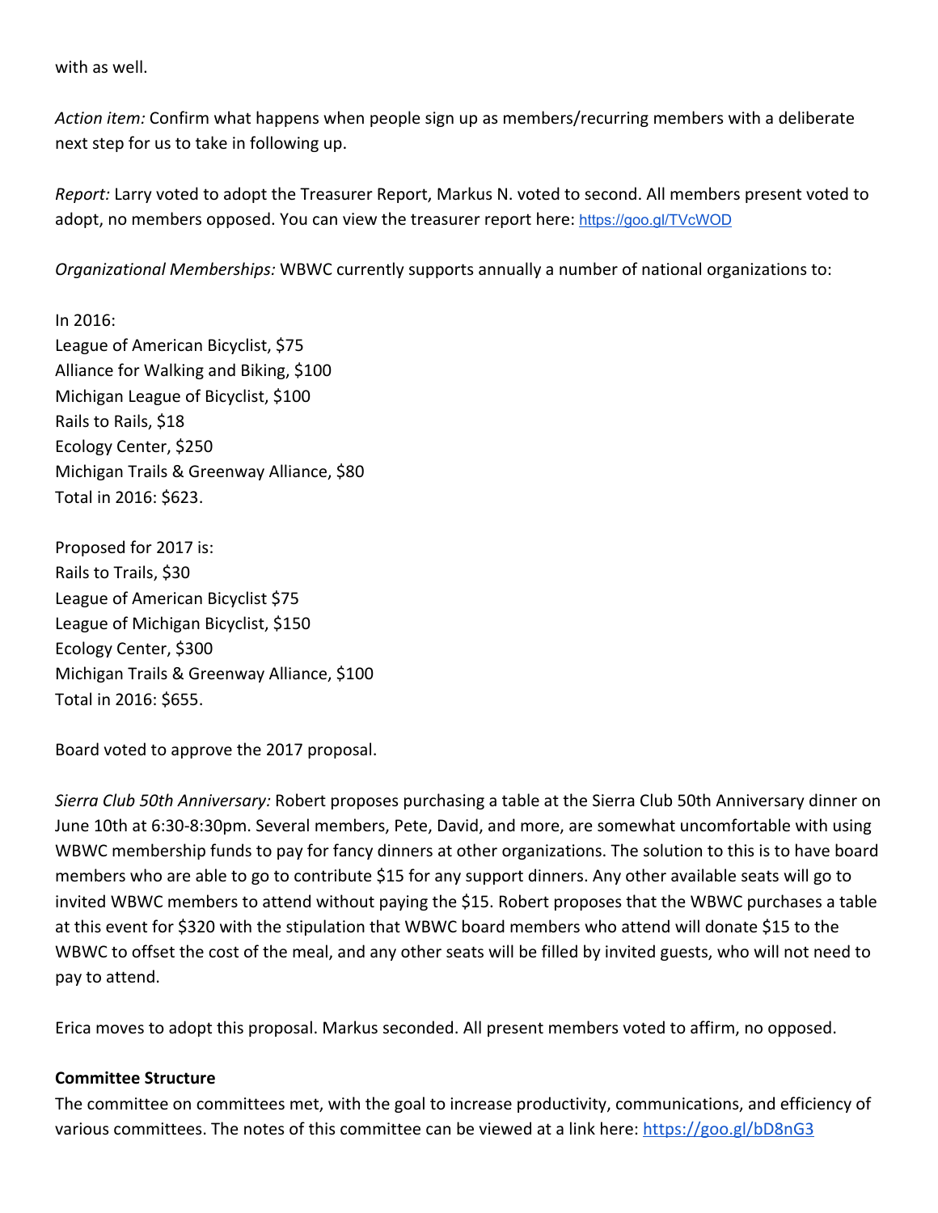with as well.

*Action item:* Confirm what happens when people sign up as members/recurring members with a deliberate next step for us to take in following up.

*Report:* Larry voted to adopt the Treasurer Report, Markus N. voted to second. All members present voted to adopt, no members opposed. You can view the treasurer report here: https://goo.gl/TVcWOD

*Organizational Memberships:* WBWC currently supports annually a number of national organizations to:

In 2016:
League of American Bicyclist, $75
Alliance for Walking and Biking, $100
Michigan League of Bicyclist, $100
Rails to Rails, $18
Ecology Center, $250
Michigan Trails & Greenway Alliance, $80
Total in 2016: $623.

Proposed for 2017 is:
Rails to Trails, $30
League of American Bicyclist $75
League of Michigan Bicyclist, $150
Ecology Center, $300
Michigan Trails & Greenway Alliance, $100
Total in 2016: $655.

Board voted to approve the 2017 proposal.

*Sierra Club 50th Anniversary:* Robert proposes purchasing a table at the Sierra Club 50th Anniversary dinner on June 10th at 6:30-8:30pm. Several members, Pete, David, and more, are somewhat uncomfortable with using WBWC membership funds to pay for fancy dinners at other organizations. The solution to this is to have board members who are able to go to contribute $15 for any support dinners. Any other available seats will go to invited WBWC members to attend without paying the $15. Robert proposes that the WBWC purchases a table at this event for $320 with the stipulation that WBWC board members who attend will donate $15 to the WBWC to offset the cost of the meal, and any other seats will be filled by invited guests, who will not need to pay to attend.

Erica moves to adopt this proposal. Markus seconded. All present members voted to affirm, no opposed.

**Committee Structure**

The committee on committees met, with the goal to increase productivity, communications, and efficiency of various committees. The notes of this committee can be viewed at a link here: https://goo.gl/bD8nG3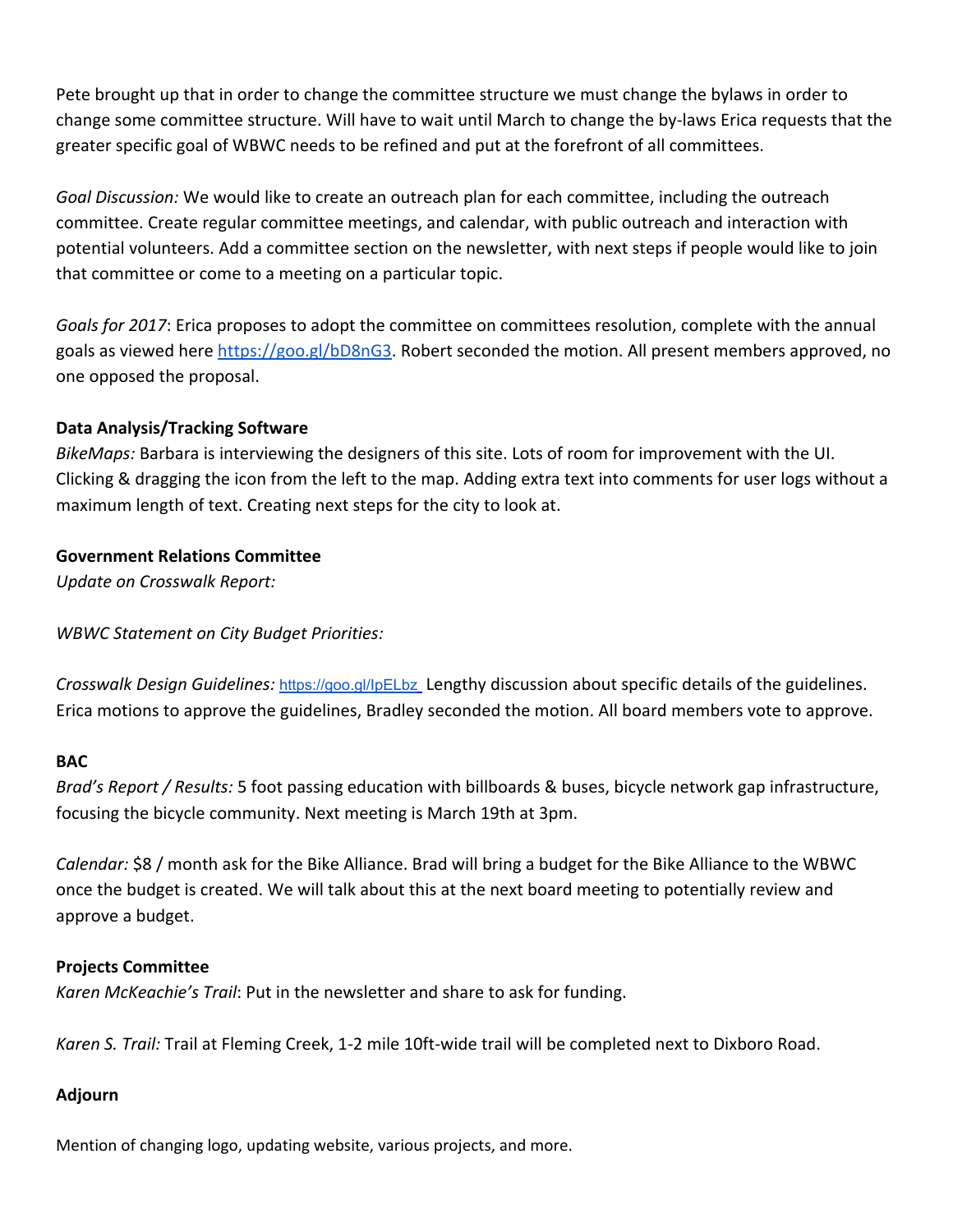Pete brought up that in order to change the committee structure we must change the bylaws in order to change some committee structure. Will have to wait until March to change the by-laws Erica requests that the greater specific goal of WBWC needs to be refined and put at the forefront of all committees.

*Goal Discussion:* We would like to create an outreach plan for each committee, including the outreach committee. Create regular committee meetings, and calendar, with public outreach and interaction with potential volunteers. Add a committee section on the newsletter, with next steps if people would like to join that committee or come to a meeting on a particular topic.

*Goals for 2017*: Erica proposes to adopt the committee on committees resolution, complete with the annual goals as viewed here https://goo.gl/bD8nG3. Robert seconded the motion. All present members approved, no one opposed the proposal.

**Data Analysis/Tracking Software**

*BikeMaps:* Barbara is interviewing the designers of this site. Lots of room for improvement with the UI. Clicking & dragging the icon from the left to the map. Adding extra text into comments for user logs without a maximum length of text. Creating next steps for the city to look at.

**Government Relations Committee**

*Update on Crosswalk Report:*

*WBWC Statement on City Budget Priorities:*

*Crosswalk Design Guidelines:* https://goo.gl/IpELbz Lengthy discussion about specific details of the guidelines. Erica motions to approve the guidelines, Bradley seconded the motion. All board members vote to approve.

**BAC**

*Brad's Report / Results:* 5 foot passing education with billboards & buses, bicycle network gap infrastructure, focusing the bicycle community. Next meeting is March 19th at 3pm.

*Calendar:* $8 / month ask for the Bike Alliance. Brad will bring a budget for the Bike Alliance to the WBWC once the budget is created. We will talk about this at the next board meeting to potentially review and approve a budget.

**Projects Committee**

*Karen McKeachie's Trail*: Put in the newsletter and share to ask for funding.

*Karen S. Trail:* Trail at Fleming Creek, 1-2 mile 10ft-wide trail will be completed next to Dixboro Road.

**Adjourn**

Mention of changing logo, updating website, various projects, and more.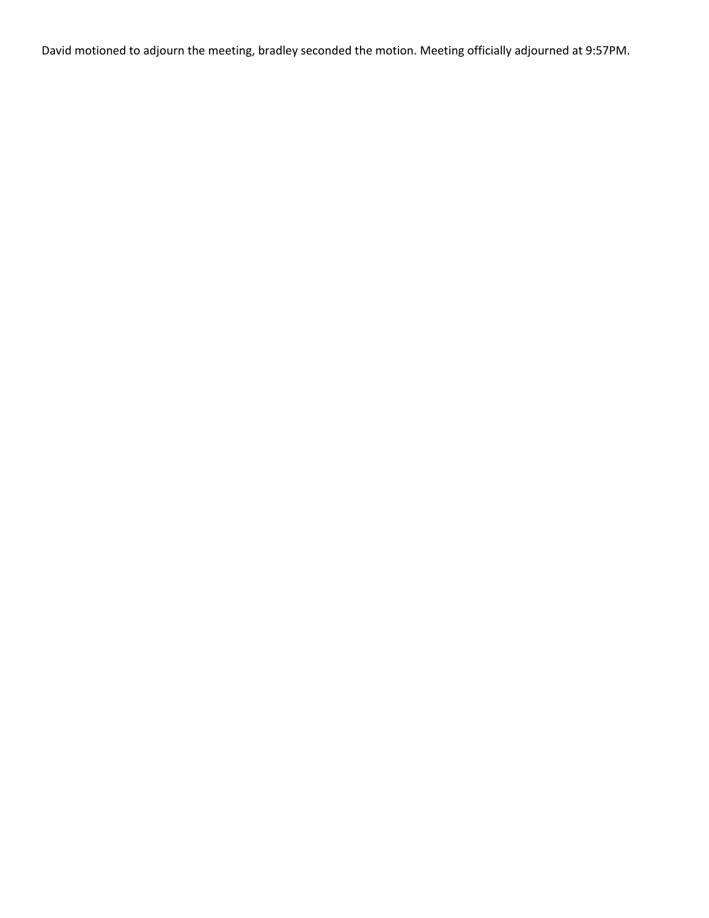David motioned to adjourn the meeting, bradley seconded the motion. Meeting officially adjourned at 9:57PM.